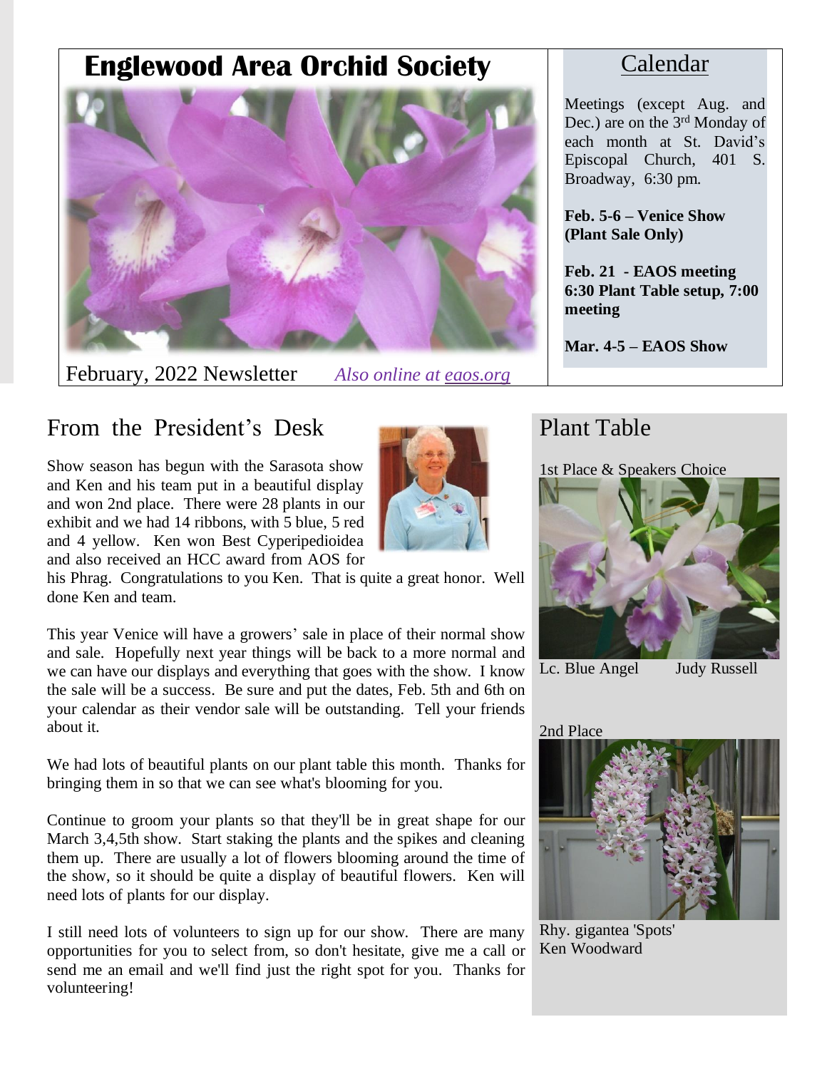# Englewood Area Orchid Society

February, 2022 Newsletter *Also online at eaos.org*

## Calendar

Meetings (except Aug. and Dec.) are on the 3rd Monday of each month at St. David's Episcopal Church, 401 S. Broadway, 6:30 pm.

**Feb. 5-6 – Venice Show (Plant Sale Only)**

**Feb. 21 - EAOS meeting 6:30 Plant Table setup, 7:00 meeting**

**Mar. 4-5 – EAOS Show**

## From the President's Desk

Show season has begun with the Sarasota show and Ken and his team put in a beautiful display and won 2nd place. There were 28 plants in our exhibit and we had 14 ribbons, with 5 blue, 5 red and 4 yellow. Ken won Best Cyperipedioidea and also received an HCC award from AOS for his Phrag. Congratulations to you Ken. That is quite a great honor. Well done Ken and team.

This year Venice will have a growers' sale in place of their normal show and sale. Hopefully next year things will be back to a more normal and we can have our displays and everything that goes with the show. I know the sale will be a success. Be sure and put the dates, Feb. 5th and 6th on your calendar as their vendor sale will be outstanding. Tell your friends about it.

We had lots of beautiful plants on our plant table this month. Thanks for bringing them in so that we can see what's blooming for you.

Continue to groom your plants so that they'll be in great shape for our March 3,4,5th show. Start staking the plants and the spikes and cleaning them up. There are usually a lot of flowers blooming around the time of the show, so it should be quite a display of beautiful flowers. Ken will need lots of plants for our display.

I still need lots of volunteers to sign up for our show. There are many opportunities for you to select from, so don't hesitate, give me a call or send me an email and we'll find just the right spot for you. Thanks for volunteering!

## Plant Table

1st Place & Speakers Choice

Lc. Blue Angel Judy Russell

2nd Place

Rhy. gigantea 'Spots'
Ken Woodward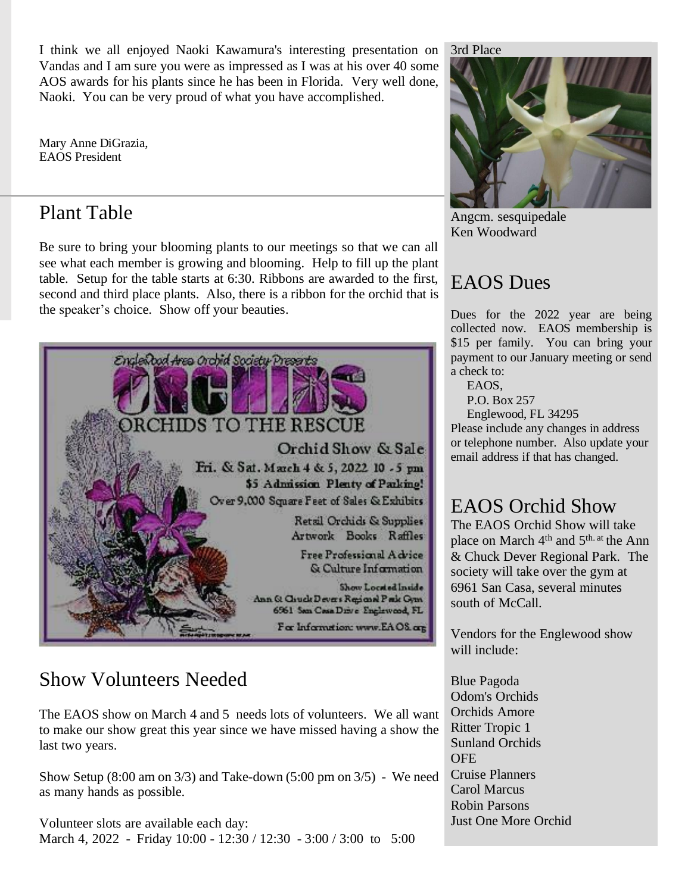I think we all enjoyed Naoki Kawamura's interesting presentation on Vandas and I am sure you were as impressed as I was at his over 40 some AOS awards for his plants since he has been in Florida. Very well done, Naoki. You can be very proud of what you have accomplished.

Mary Anne DiGrazia,
EAOS President

## Plant Table

Be sure to bring your blooming plants to our meetings so that we can all see what each member is growing and blooming. Help to fill up the plant table. Setup for the table starts at 6:30. Ribbons are awarded to the first, second and third place plants. Also, there is a ribbon for the orchid that is the speaker's choice. Show off your beauties.

Englewood Area Orchid Society Presents

ORCHIDS

ORCHIDS TO THE RESCUE

Orchid Show & Sale

Fri. & Sat. March 4 & 5, 2022 10 - 5 pm

$5 Admission Plenty of Parking!

Over 9,000 Square Feet of Sales & Exhibits

Retail Orchids & Supplies

Artwork Books Raffles

Free Professional Advice & Culture Information

Show Located Inside Ann & Chuck Devers Regional Park Gym 6961 San Casa Drive Englewood, FL

For Information: www.EAOS.org

## Show Volunteers Needed

The EAOS show on March 4 and 5 needs lots of volunteers. We all want to make our show great this year since we have missed having a show the last two years.

Show Setup (8:00 am on 3/3) and Take-down (5:00 pm on 3/5) - We need as many hands as possible.

Volunteer slots are available each day:
March 4, 2022 - Friday 10:00 - 12:30 / 12:30 - 3:00 / 3:00 to 5:00

3rd Place

Angcm. sesquipedale
Ken Woodward

## EAOS Dues

Dues for the 2022 year are being collected now. EAOS membership is $15 per family. You can bring your payment to our January meeting or send a check to:

EAOS,
P.O. Box 257
Englewood, FL 34295

Please include any changes in address or telephone number. Also update your email address if that has changed.

## EAOS Orchid Show

The EAOS Orchid Show will take place on March 4th and 5th. at the Ann & Chuck Dever Regional Park. The society will take over the gym at 6961 San Casa, several minutes south of McCall.

Vendors for the Englewood show will include:

Blue Pagoda
Odom's Orchids
Orchids Amore
Ritter Tropic 1
Sunland Orchids
OFE
Cruise Planners
Carol Marcus
Robin Parsons
Just One More Orchid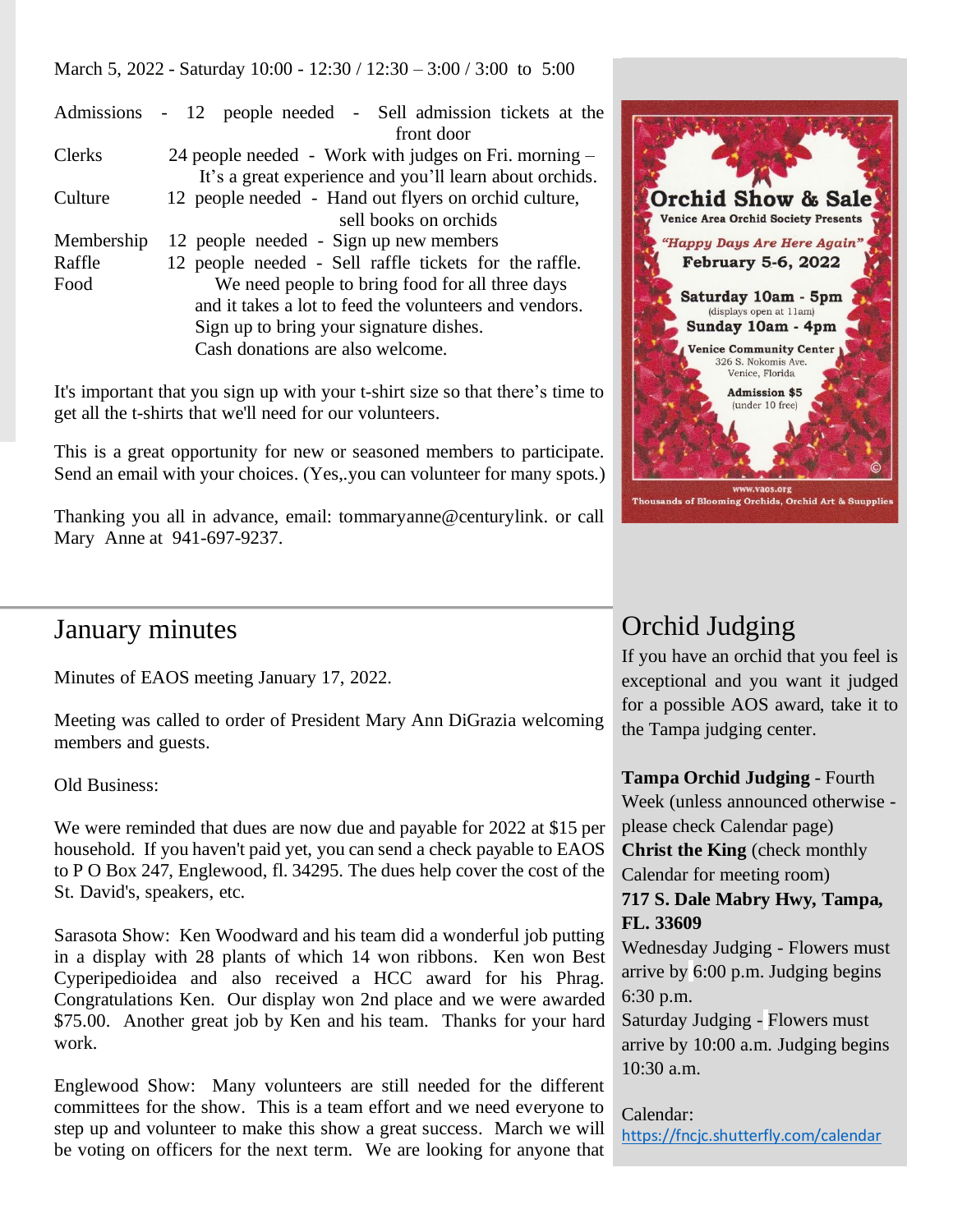March 5, 2022 - Saturday 10:00 - 12:30 / 12:30 – 3:00 / 3:00 to 5:00

| | |
|---|---|
| Admissions | - 12 people needed - Sell admission tickets at the front door |
| Clerks | 24 people needed - Work with judges on Fri. morning – It's a great experience and you'll learn about orchids. |
| Culture | 12 people needed - Hand out flyers on orchid culture, sell books on orchids |
| Membership | 12 people needed - Sign up new members |
| Raffle | 12 people needed - Sell raffle tickets for the raffle. |
| Food | We need people to bring food for all three days and it takes a lot to feed the volunteers and vendors. Sign up to bring your signature dishes. Cash donations are also welcome. |

It's important that you sign up with your t-shirt size so that there's time to get all the t-shirts that we'll need for our volunteers.

This is a great opportunity for new or seasoned members to participate. Send an email with your choices. (Yes,.you can volunteer for many spots.)

Thanking you all in advance, email: tommaryanne@centurylink. or call Mary Anne at 941-697-9237.

**Orchid Show & Sale**
Venice Area Orchid Society Presents
*"Happy Days Are Here Again"*
**February 5-6, 2022**
**Saturday 10am - 5pm**
(displays open at 11am)
**Sunday 10am - 4pm**
**Venice Community Center**
326 S. Nokomis Ave.
Venice, Florida
**Admission $5**
(under 10 free)
www.vaos.org
Thousands of Blooming Orchids, Orchid Art & Suupplies

## January minutes

Minutes of EAOS meeting January 17, 2022.

Meeting was called to order of President Mary Ann DiGrazia welcoming members and guests.

Old Business:

We were reminded that dues are now due and payable for 2022 at $15 per household. If you haven't paid yet, you can send a check payable to EAOS to P O Box 247, Englewood, fl. 34295. The dues help cover the cost of the St. David's, speakers, etc.

Sarasota Show: Ken Woodward and his team did a wonderful job putting in a display with 28 plants of which 14 won ribbons. Ken won Best Cyperipedioidea and also received a HCC award for his Phrag. Congratulations Ken. Our display won 2nd place and we were awarded $75.00. Another great job by Ken and his team. Thanks for your hard work.

Englewood Show: Many volunteers are still needed for the different committees for the show. This is a team effort and we need everyone to step up and volunteer to make this show a great success. March we will be voting on officers for the next term. We are looking for anyone that

## Orchid Judging

If you have an orchid that you feel is exceptional and you want it judged for a possible AOS award, take it to the Tampa judging center.

**Tampa Orchid Judging** - Fourth Week (unless announced otherwise - please check Calendar page)
**Christ the King** (check monthly Calendar for meeting room)
**717 S. Dale Mabry Hwy, Tampa, FL. 33609**
Wednesday Judging - Flowers must arrive by 6:00 p.m. Judging begins 6:30 p.m.
Saturday Judging - Flowers must arrive by 10:00 a.m. Judging begins 10:30 a.m.

Calendar:
https://fncjc.shutterfly.com/calendar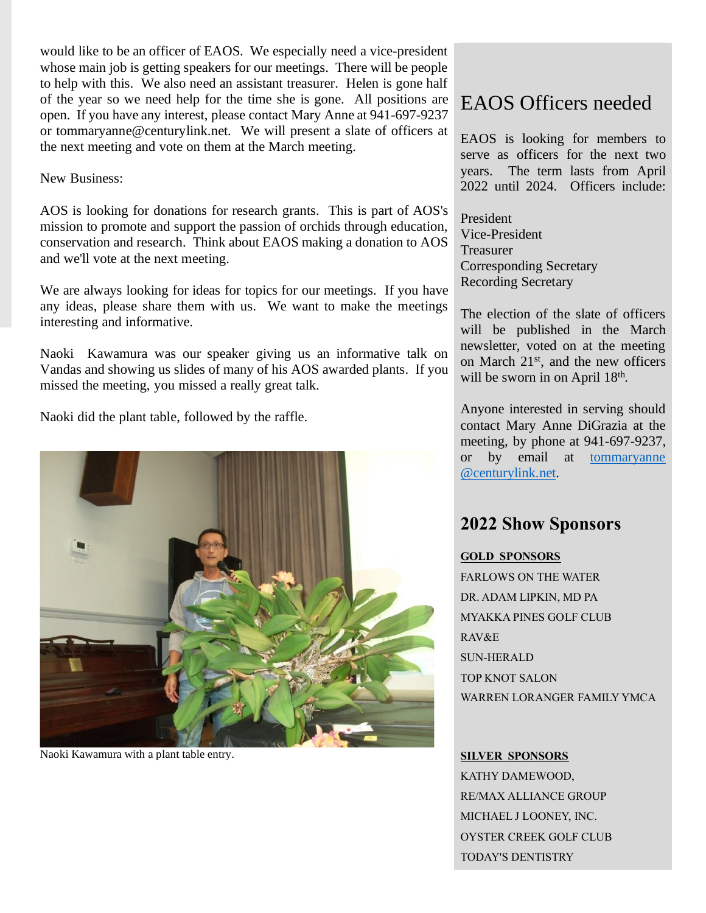would like to be an officer of EAOS. We especially need a vice-president whose main job is getting speakers for our meetings. There will be people to help with this. We also need an assistant treasurer. Helen is gone half of the year so we need help for the time she is gone. All positions are open. If you have any interest, please contact Mary Anne at 941-697-9237 or tommaryanne@centurylink.net. We will present a slate of officers at the next meeting and vote on them at the March meeting.

New Business:

AOS is looking for donations for research grants. This is part of AOS's mission to promote and support the passion of orchids through education, conservation and research. Think about EAOS making a donation to AOS and we'll vote at the next meeting.

We are always looking for ideas for topics for our meetings. If you have any ideas, please share them with us. We want to make the meetings interesting and informative.

Naoki Kawamura was our speaker giving us an informative talk on Vandas and showing us slides of many of his AOS awarded plants. If you missed the meeting, you missed a really great talk.

Naoki did the plant table, followed by the raffle.

Naoki Kawamura with a plant table entry.

# EAOS Officers needed

EAOS is looking for members to serve as officers for the next two years. The term lasts from April 2022 until 2024. Officers include:

President
Vice-President
Treasurer
Corresponding Secretary
Recording Secretary

The election of the slate of officers will be published in the March newsletter, voted on at the meeting on March 21st, and the new officers will be sworn in on April 18th.

Anyone interested in serving should contact Mary Anne DiGrazia at the meeting, by phone at 941-697-9237, or by email at tommaryanne@centurylink.net.

## 2022 Show Sponsors

**GOLD SPONSORS**

FARLOWS ON THE WATER
DR. ADAM LIPKIN, MD PA
MYAKKA PINES GOLF CLUB
RAV&E
SUN-HERALD
TOP KNOT SALON
WARREN LORANGER FAMILY YMCA

**SILVER SPONSORS**

KATHY DAMEWOOD,
RE/MAX ALLIANCE GROUP
MICHAEL J LOONEY, INC.
OYSTER CREEK GOLF CLUB
TODAY'S DENTISTRY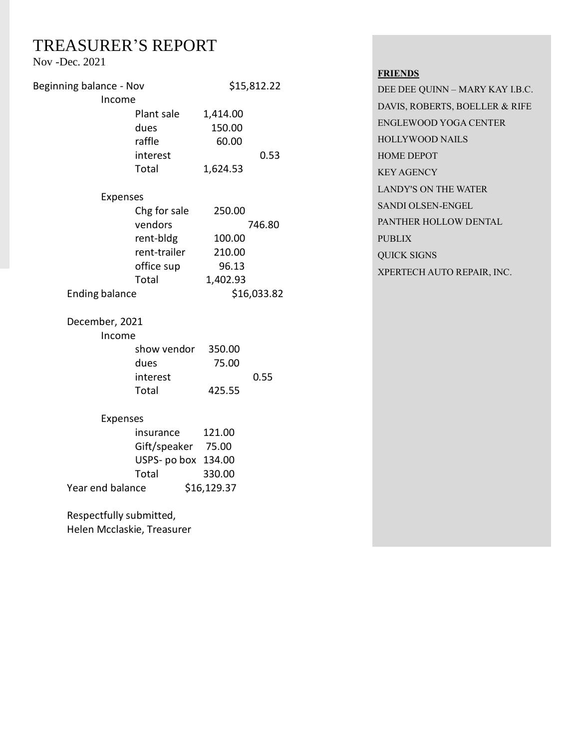# TREASURER'S REPORT

Nov -Dec. 2021

| | | |
|---|---|---|
| Beginning balance - Nov | | $15,812.22 |
| Income | | |
| Plant sale | 1,414.00 | |
| dues | 150.00 | |
| raffle | 60.00 | |
| interest | | 0.53 |
| Total | 1,624.53 | |
| Expenses | | |
| Chg for sale | 250.00 | |
| vendors | | 746.80 |
| rent-bldg | 100.00 | |
| rent-trailer | 210.00 | |
| office sup | 96.13 | |
| Total | 1,402.93 | |
| Ending balance | | $16,033.82 |

| | | |
|---|---|---|
| December, 2021 | | |
| Income | | |
| show vendor | 350.00 | |
| dues | 75.00 | |
| interest | | 0.55 |
| Total | 425.55 | |
| Expenses | | |
| insurance | 121.00 | |
| Gift/speaker | 75.00 | |
| USPS- po box | 134.00 | |
| Total | 330.00 | |
| Year end balance | $16,129.37 | |

Respectfully submitted,
Helen Mcclaskie, Treasurer

**FRIENDS**

DEE DEE QUINN – MARY KAY I.B.C.
DAVIS, ROBERTS, BOELLER & RIFE
ENGLEWOOD YOGA CENTER
HOLLYWOOD NAILS
HOME DEPOT
KEY AGENCY
LANDY'S ON THE WATER
SANDI OLSEN-ENGEL
PANTHER HOLLOW DENTAL
PUBLIX
QUICK SIGNS
XPERTECH AUTO REPAIR, INC.